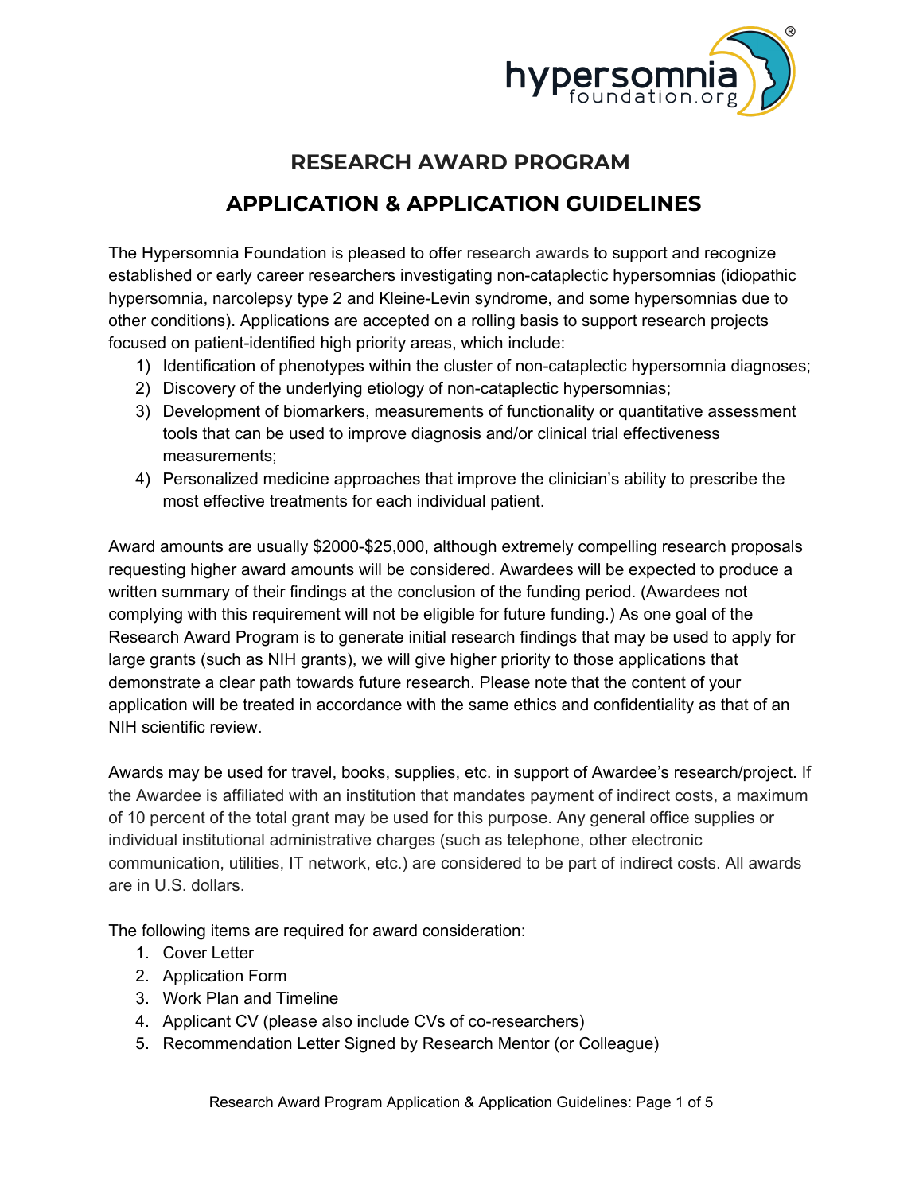# RESEARCH AWARD PROGRAM

## APPLICATION & APPLICATION GUIDELINES

The Hypersomnia Foundation is pleased to offer research awards to support and recognize established or early career researchers investigating non-cataplectic hypersomnias (idiopathic hypersomnia, narcolepsy type 2 and Kleine-Levin syndrome, and some hypersomnias due to other conditions). Applications are accepted on a rolling basis to support research projects focused on patient-identified high priority areas, which include:

1) Identification of phenotypes within the cluster of non-cataplectic hypersomnia diagnoses;
2) Discovery of the underlying etiology of non-cataplectic hypersomnias;
3) Development of biomarkers, measurements of functionality or quantitative assessment tools that can be used to improve diagnosis and/or clinical trial effectiveness measurements;
4) Personalized medicine approaches that improve the clinician's ability to prescribe the most effective treatments for each individual patient.

Award amounts are usually $2000-$25,000, although extremely compelling research proposals requesting higher award amounts will be considered. Awardees will be expected to produce a written summary of their findings at the conclusion of the funding period. (Awardees not complying with this requirement will not be eligible for future funding.) As one goal of the Research Award Program is to generate initial research findings that may be used to apply for large grants (such as NIH grants), we will give higher priority to those applications that demonstrate a clear path towards future research. Please note that the content of your application will be treated in accordance with the same ethics and confidentiality as that of an NIH scientific review.

Awards may be used for travel, books, supplies, etc. in support of Awardee's research/project. If the Awardee is affiliated with an institution that mandates payment of indirect costs, a maximum of 10 percent of the total grant may be used for this purpose. Any general office supplies or individual institutional administrative charges (such as telephone, other electronic communication, utilities, IT network, etc.) are considered to be part of indirect costs. All awards are in U.S. dollars.

The following items are required for award consideration:

1. Cover Letter
2. Application Form
3. Work Plan and Timeline
4. Applicant CV (please also include CVs of co-researchers)
5. Recommendation Letter Signed by Research Mentor (or Colleague)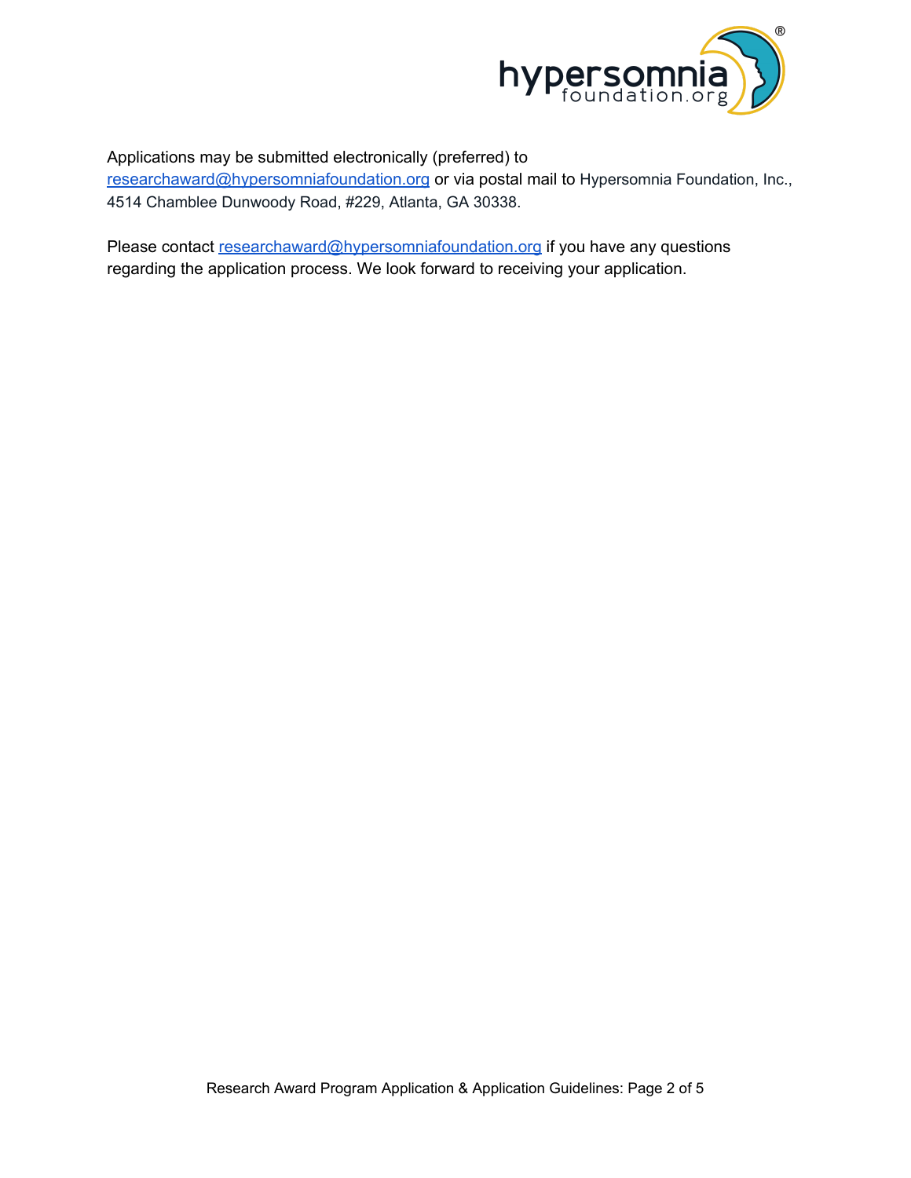Applications may be submitted electronically (preferred) to researchaward@hypersomniafoundation.org or via postal mail to Hypersomnia Foundation, Inc., 4514 Chamblee Dunwoody Road, #229, Atlanta, GA 30338.

Please contact researchaward@hypersomniafoundation.org if you have any questions regarding the application process. We look forward to receiving your application.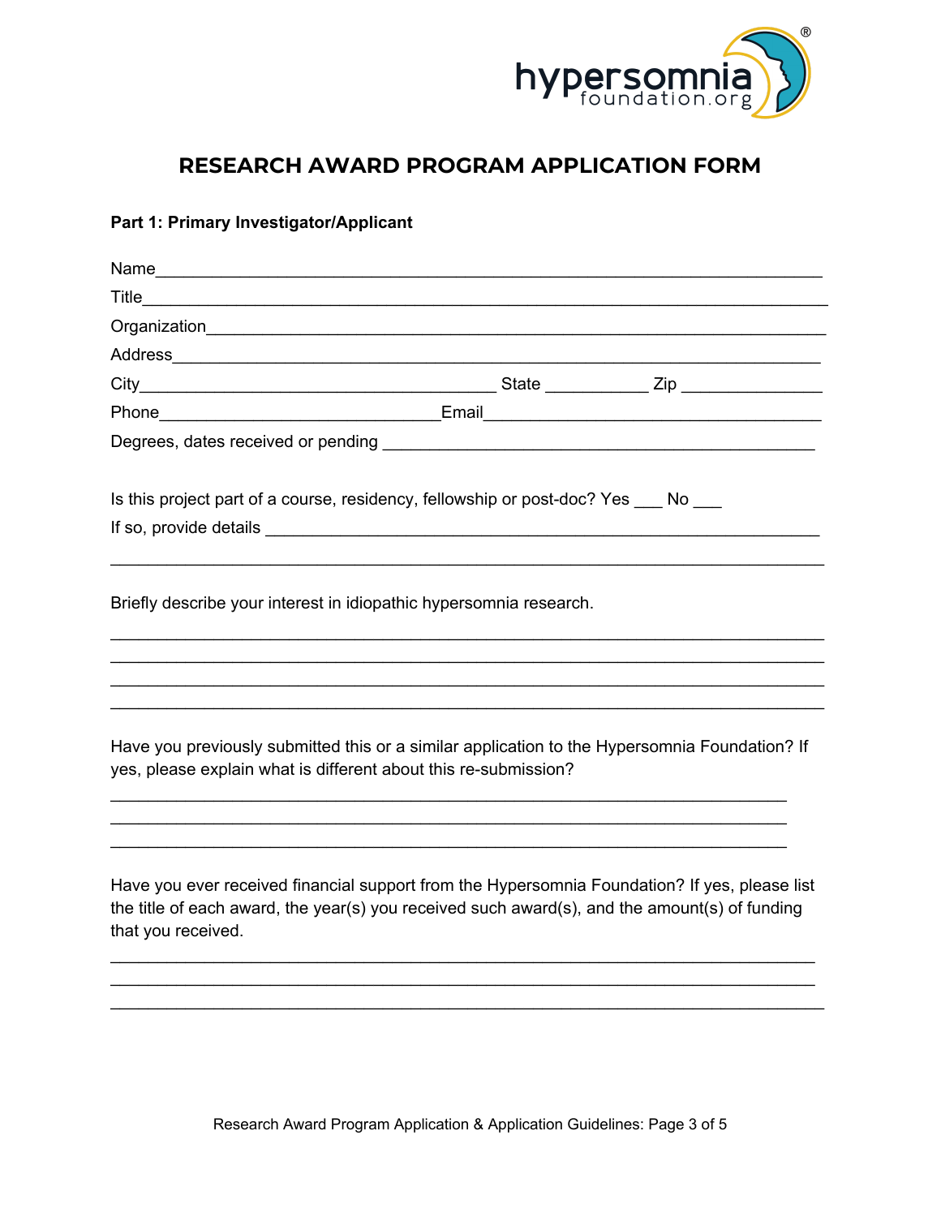# RESEARCH AWARD PROGRAM APPLICATION FORM

**Part 1: Primary Investigator/Applicant**

Name___________________________________________________________________

Title____________________________________________________________________

Organization_____________________________________________________________

Address________________________________________________________________

City______________________________________ State ___________ Zip ______________

Phone______________________________Email____________________________________

Degrees, dates received or pending ______________________________________________

Is this project part of a course, residency, fellowship or post-doc? Yes ___ No ___

If so, provide details _________________________________________________________

_______________________________________________________________________

Briefly describe your interest in idiopathic hypersomnia research.

_______________________________________________________________________

_______________________________________________________________________

_______________________________________________________________________

_______________________________________________________________________

Have you previously submitted this or a similar application to the Hypersomnia Foundation? If yes, please explain what is different about this re-submission?

_______________________________________________________________________

_______________________________________________________________________

_______________________________________________________________________

Have you ever received financial support from the Hypersomnia Foundation? If yes, please list the title of each award, the year(s) you received such award(s), and the amount(s) of funding that you received.

_______________________________________________________________________

_______________________________________________________________________

_______________________________________________________________________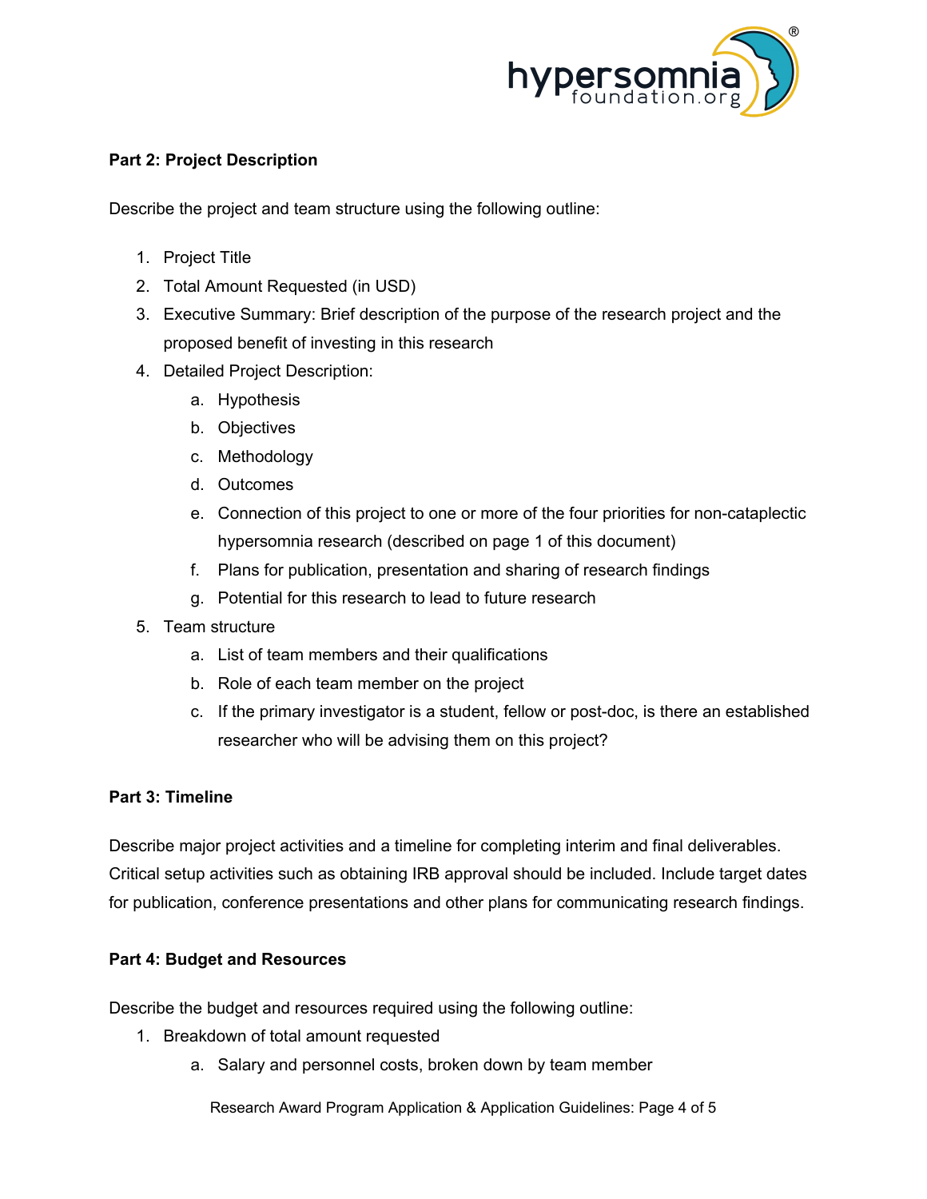**Part 2: Project Description**

Describe the project and team structure using the following outline:

1. Project Title
2. Total Amount Requested (in USD)
3. Executive Summary: Brief description of the purpose of the research project and the proposed benefit of investing in this research
4. Detailed Project Description:
    a. Hypothesis
    b. Objectives
    c. Methodology
    d. Outcomes
    e. Connection of this project to one or more of the four priorities for non-cataplectic hypersomnia research (described on page 1 of this document)
    f. Plans for publication, presentation and sharing of research findings
    g. Potential for this research to lead to future research
5. Team structure
    a. List of team members and their qualifications
    b. Role of each team member on the project
    c. If the primary investigator is a student, fellow or post-doc, is there an established researcher who will be advising them on this project?

**Part 3: Timeline**

Describe major project activities and a timeline for completing interim and final deliverables. Critical setup activities such as obtaining IRB approval should be included. Include target dates for publication, conference presentations and other plans for communicating research findings.

**Part 4: Budget and Resources**

Describe the budget and resources required using the following outline:

1. Breakdown of total amount requested
    a. Salary and personnel costs, broken down by team member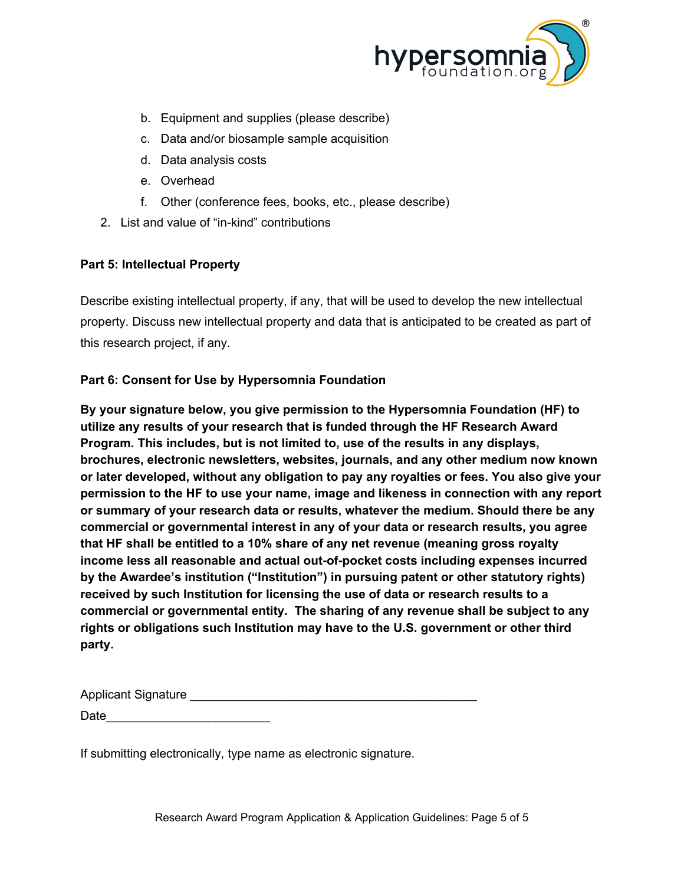b. Equipment and supplies (please describe)
   c. Data and/or biosample sample acquisition
   d. Data analysis costs
   e. Overhead
   f. Other (conference fees, books, etc., please describe)
2. List and value of "in-kind" contributions

**Part 5: Intellectual Property**

Describe existing intellectual property, if any, that will be used to develop the new intellectual property. Discuss new intellectual property and data that is anticipated to be created as part of this research project, if any.

**Part 6: Consent for Use by Hypersomnia Foundation**

**By your signature below, you give permission to the Hypersomnia Foundation (HF) to utilize any results of your research that is funded through the HF Research Award Program. This includes, but is not limited to, use of the results in any displays, brochures, electronic newsletters, websites, journals, and any other medium now known or later developed, without any obligation to pay any royalties or fees. You also give your permission to the HF to use your name, image and likeness in connection with any report or summary of your research data or results, whatever the medium. Should there be any commercial or governmental interest in any of your data or research results, you agree that HF shall be entitled to a 10% share of any net revenue (meaning gross royalty income less all reasonable and actual out-of-pocket costs including expenses incurred by the Awardee's institution ("Institution") in pursuing patent or other statutory rights) received by such Institution for licensing the use of data or research results to a commercial or governmental entity. The sharing of any revenue shall be subject to any rights or obligations such Institution may have to the U.S. government or other third party.**

Applicant Signature ________________________________________

Date_______________________

If submitting electronically, type name as electronic signature.